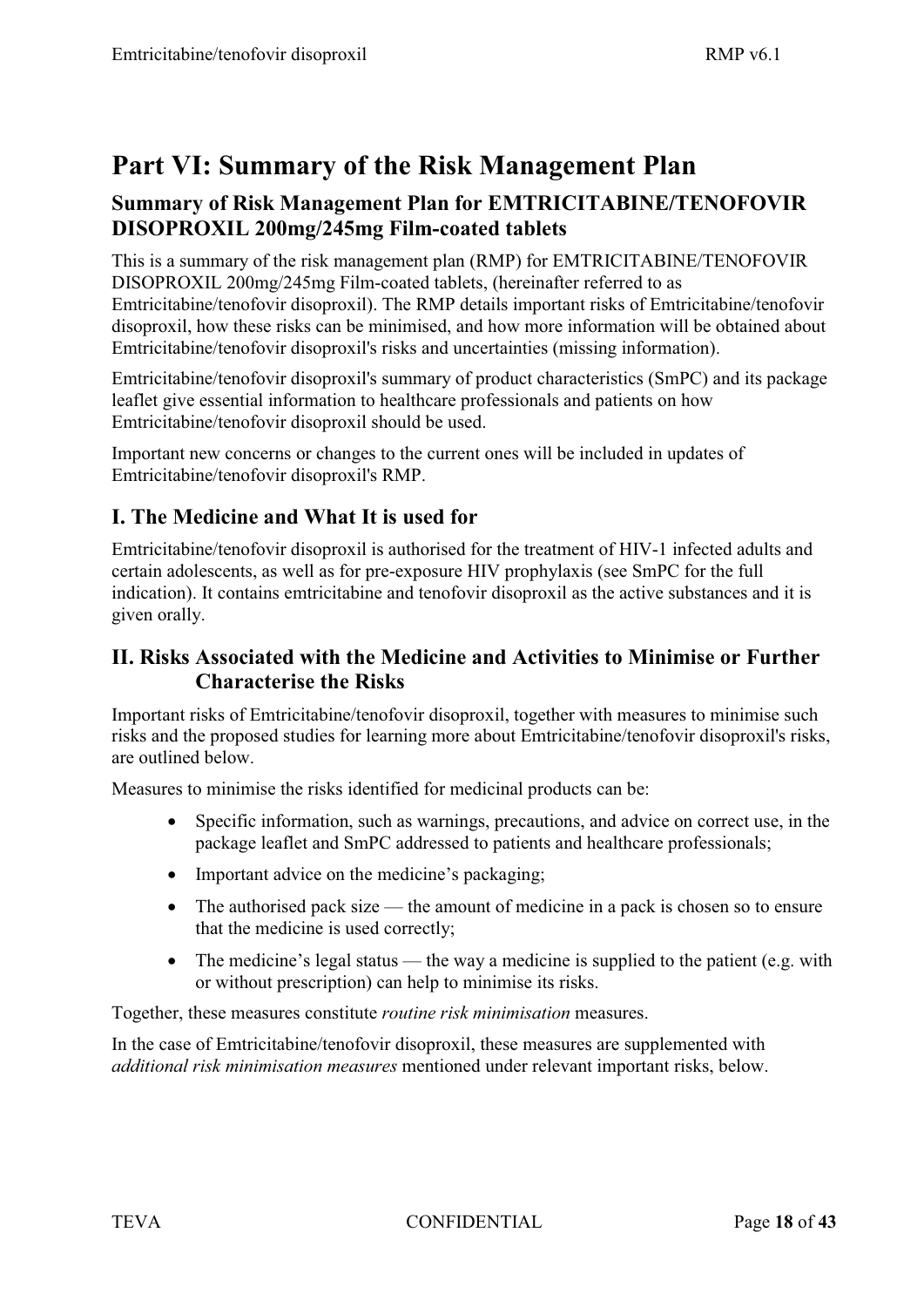# Part VI: Summary of the Risk Management Plan

## Summary of Risk Management Plan for EMTRICITABINE/TENOFOVIR DISOPROXIL 200mg/245mg Film-coated tablets

This is a summary of the risk management plan (RMP) for EMTRICITABINE/TENOFOVIR DISOPROXIL 200mg/245mg Film-coated tablets, (hereinafter referred to as Emtricitabine/tenofovir disoproxil). The RMP details important risks of Emtricitabine/tenofovir disoproxil, how these risks can be minimised, and how more information will be obtained about Emtricitabine/tenofovir disoproxil's risks and uncertainties (missing information).

Emtricitabine/tenofovir disoproxil's summary of product characteristics (SmPC) and its package leaflet give essential information to healthcare professionals and patients on how Emtricitabine/tenofovir disoproxil should be used.

Important new concerns or changes to the current ones will be included in updates of Emtricitabine/tenofovir disoproxil's RMP.

## I. The Medicine and What It is used for

Emtricitabine/tenofovir disoproxil is authorised for the treatment of HIV-1 infected adults and certain adolescents, as well as for pre-exposure HIV prophylaxis (see SmPC for the full indication). It contains emtricitabine and tenofovir disoproxil as the active substances and it is given orally.

## II. Risks Associated with the Medicine and Activities to Minimise or Further Characterise the Risks

Important risks of Emtricitabine/tenofovir disoproxil, together with measures to minimise such risks and the proposed studies for learning more about Emtricitabine/tenofovir disoproxil's risks, are outlined below.

Measures to minimise the risks identified for medicinal products can be:

- Specific information, such as warnings, precautions, and advice on correct use, in the package leaflet and SmPC addressed to patients and healthcare professionals;
- Important advice on the medicine's packaging;
- The authorised pack size — the amount of medicine in a pack is chosen so to ensure that the medicine is used correctly;
- The medicine's legal status — the way a medicine is supplied to the patient (e.g. with or without prescription) can help to minimise its risks.

Together, these measures constitute *routine risk minimisation* measures.

In the case of Emtricitabine/tenofovir disoproxil, these measures are supplemented with *additional risk minimisation measures* mentioned under relevant important risks, below.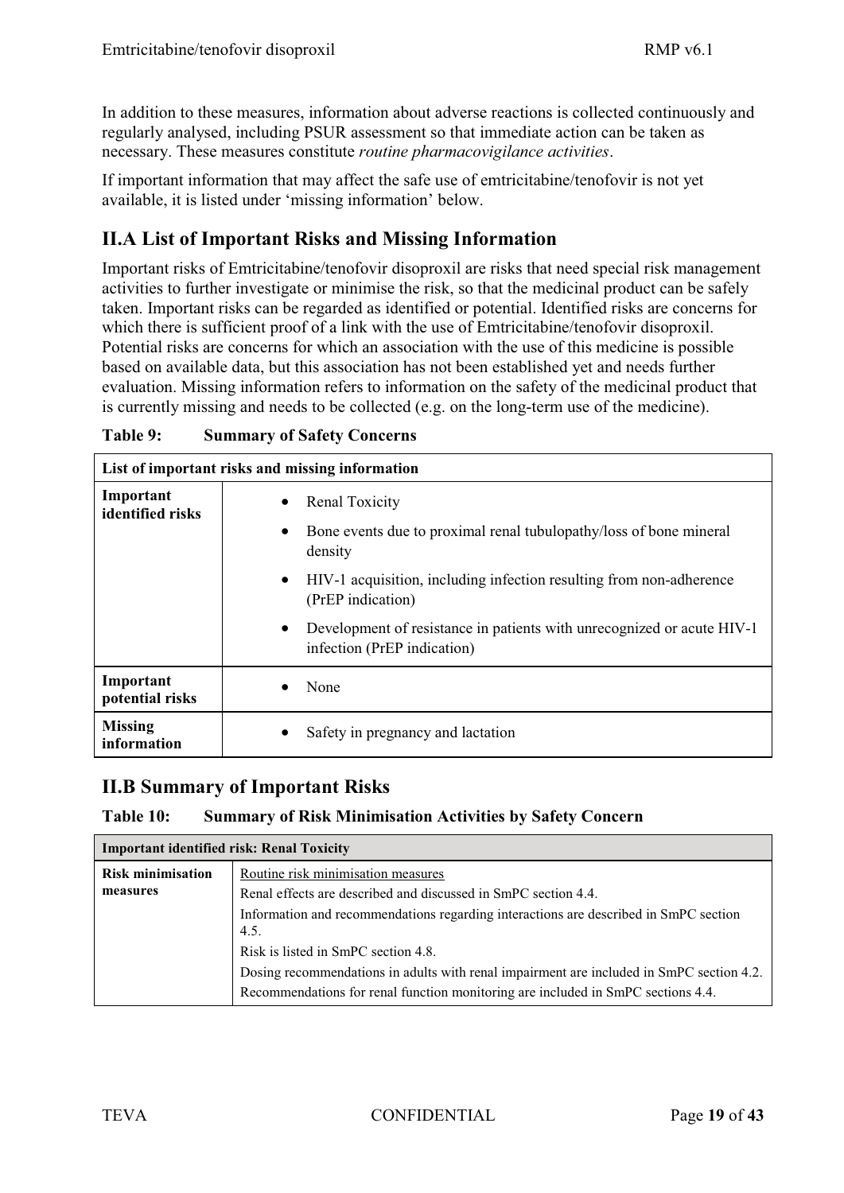In addition to these measures, information about adverse reactions is collected continuously and regularly analysed, including PSUR assessment so that immediate action can be taken as necessary. These measures constitute *routine pharmacovigilance activities*.

If important information that may affect the safe use of emtricitabine/tenofovir is not yet available, it is listed under 'missing information' below.

## II.A List of Important Risks and Missing Information

Important risks of Emtricitabine/tenofovir disoproxil are risks that need special risk management activities to further investigate or minimise the risk, so that the medicinal product can be safely taken. Important risks can be regarded as identified or potential. Identified risks are concerns for which there is sufficient proof of a link with the use of Emtricitabine/tenofovir disoproxil. Potential risks are concerns for which an association with the use of this medicine is possible based on available data, but this association has not been established yet and needs further evaluation. Missing information refers to information on the safety of the medicinal product that is currently missing and needs to be collected (e.g. on the long-term use of the medicine).

**Table 9: Summary of Safety Concerns**

| List of important risks and missing information | |
|---|---|
| **Important identified risks** | • Renal Toxicity<br>• Bone events due to proximal renal tubulopathy/loss of bone mineral density<br>• HIV-1 acquisition, including infection resulting from non-adherence (PrEP indication)<br>• Development of resistance in patients with unrecognized or acute HIV-1 infection (PrEP indication) |
| **Important potential risks** | • None |
| **Missing information** | • Safety in pregnancy and lactation |

## II.B Summary of Important Risks

**Table 10: Summary of Risk Minimisation Activities by Safety Concern**

| Important identified risk: Renal Toxicity | |
|---|---|
| **Risk minimisation measures** | Routine risk minimisation measures<br>Renal effects are described and discussed in SmPC section 4.4.<br>Information and recommendations regarding interactions are described in SmPC section 4.5.<br>Risk is listed in SmPC section 4.8.<br>Dosing recommendations in adults with renal impairment are included in SmPC section 4.2.<br>Recommendations for renal function monitoring are included in SmPC sections 4.4. |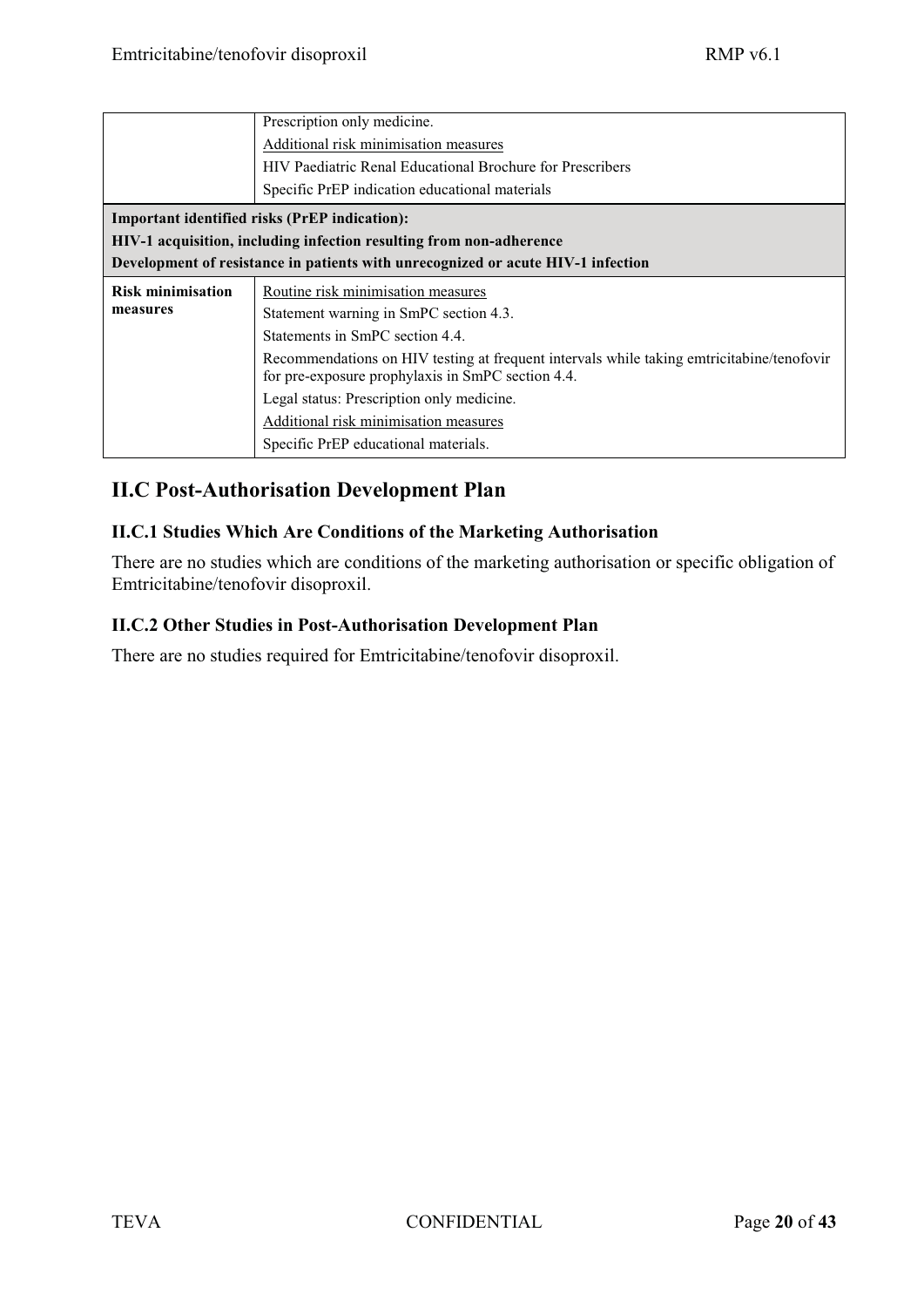| | |
|---|---|
| | Prescription only medicine.<br>Additional risk minimisation measures<br>HIV Paediatric Renal Educational Brochure for Prescribers<br>Specific PrEP indication educational materials |
| **Important identified risks (PrEP indication):**<br>**HIV-1 acquisition, including infection resulting from non-adherence**<br>**Development of resistance in patients with unrecognized or acute HIV-1 infection** | |
| **Risk minimisation measures** | Routine risk minimisation measures<br>Statement warning in SmPC section 4.3.<br>Statements in SmPC section 4.4.<br>Recommendations on HIV testing at frequent intervals while taking emtricitabine/tenofovir for pre-exposure prophylaxis in SmPC section 4.4.<br>Legal status: Prescription only medicine.<br>Additional risk minimisation measures<br>Specific PrEP educational materials. |

## II.C Post-Authorisation Development Plan

### II.C.1 Studies Which Are Conditions of the Marketing Authorisation

There are no studies which are conditions of the marketing authorisation or specific obligation of Emtricitabine/tenofovir disoproxil.

### II.C.2 Other Studies in Post-Authorisation Development Plan

There are no studies required for Emtricitabine/tenofovir disoproxil.